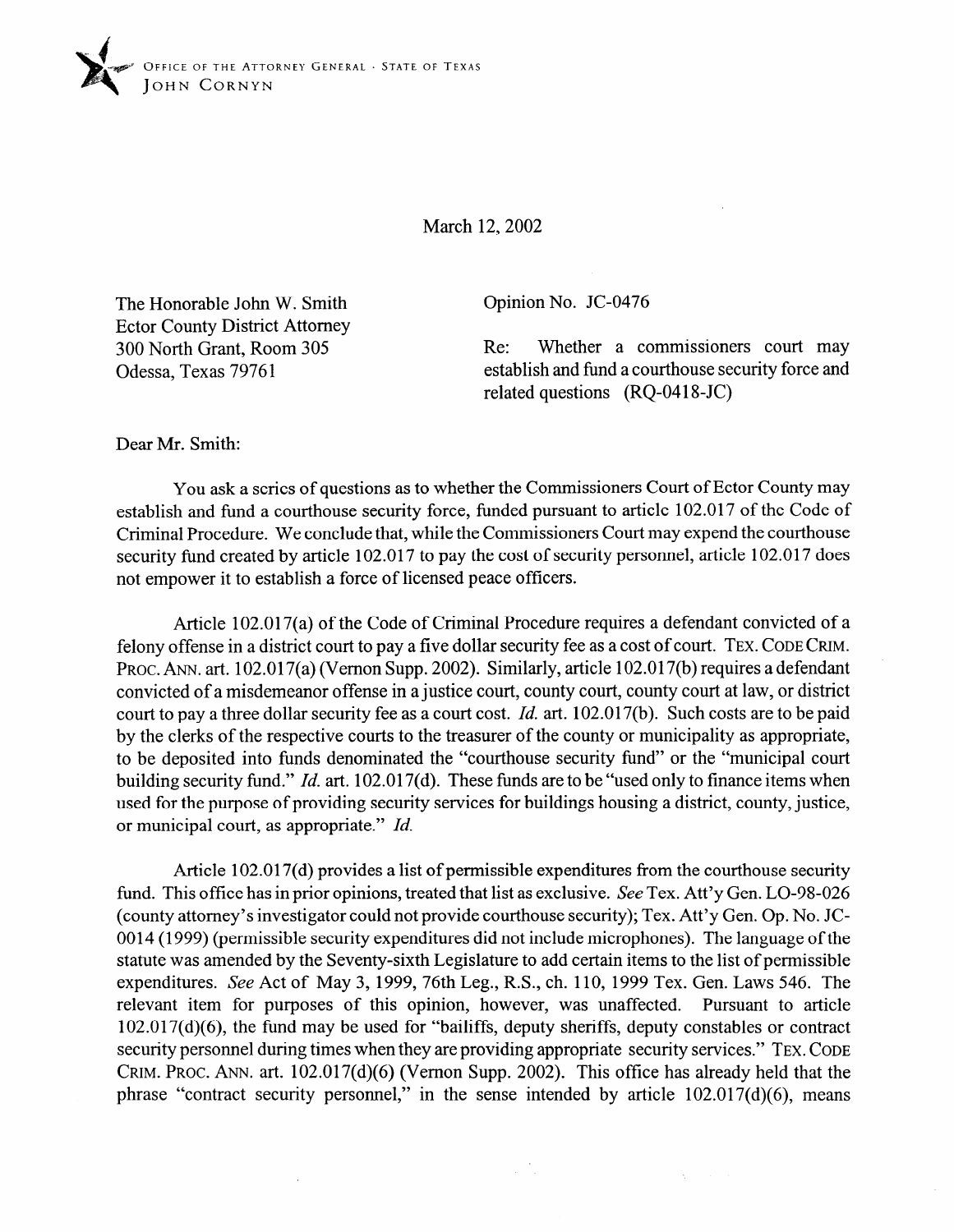OFFICE OF THE ATTORNEY GENERAL · STATE OF TEXAS
JOHN CORNYN

March 12, 2002

The Honorable John W. Smith
Ector County District Attorney
300 North Grant, Room 305
Odessa, Texas 79761

Opinion No. JC-0476

Re: Whether a commissioners court may establish and fund a courthouse security force and related questions (RQ-0418-JC)

Dear Mr. Smith:

You ask a series of questions as to whether the Commissioners Court of Ector County may establish and fund a courthouse security force, funded pursuant to article 102.017 of the Code of Criminal Procedure. We conclude that, while the Commissioners Court may expend the courthouse security fund created by article 102.017 to pay the cost of security personnel, article 102.017 does not empower it to establish a force of licensed peace officers.

Article 102.017(a) of the Code of Criminal Procedure requires a defendant convicted of a felony offense in a district court to pay a five dollar security fee as a cost of court. TEX. CODE CRIM. PROC. ANN. art. 102.017(a) (Vernon Supp. 2002). Similarly, article 102.017(b) requires a defendant convicted of a misdemeanor offense in a justice court, county court, county court at law, or district court to pay a three dollar security fee as a court cost. *Id.* art. 102.017(b). Such costs are to be paid by the clerks of the respective courts to the treasurer of the county or municipality as appropriate, to be deposited into funds denominated the "courthouse security fund" or the "municipal court building security fund." *Id.* art. 102.017(d). These funds are to be "used only to finance items when used for the purpose of providing security services for buildings housing a district, county, justice, or municipal court, as appropriate." *Id.*

Article 102.017(d) provides a list of permissible expenditures from the courthouse security fund. This office has in prior opinions, treated that list as exclusive. *See* Tex. Att'y Gen. LO-98-026 (county attorney's investigator could not provide courthouse security); Tex. Att'y Gen. Op. No. JC-0014 (1999) (permissible security expenditures did not include microphones). The language of the statute was amended by the Seventy-sixth Legislature to add certain items to the list of permissible expenditures. *See* Act of May 3, 1999, 76th Leg., R.S., ch. 110, 1999 Tex. Gen. Laws 546. The relevant item for purposes of this opinion, however, was unaffected. Pursuant to article 102.017(d)(6), the fund may be used for "bailiffs, deputy sheriffs, deputy constables or contract security personnel during times when they are providing appropriate security services." TEX. CODE CRIM. PROC. ANN. art. 102.017(d)(6) (Vernon Supp. 2002). This office has already held that the phrase "contract security personnel," in the sense intended by article 102.017(d)(6), means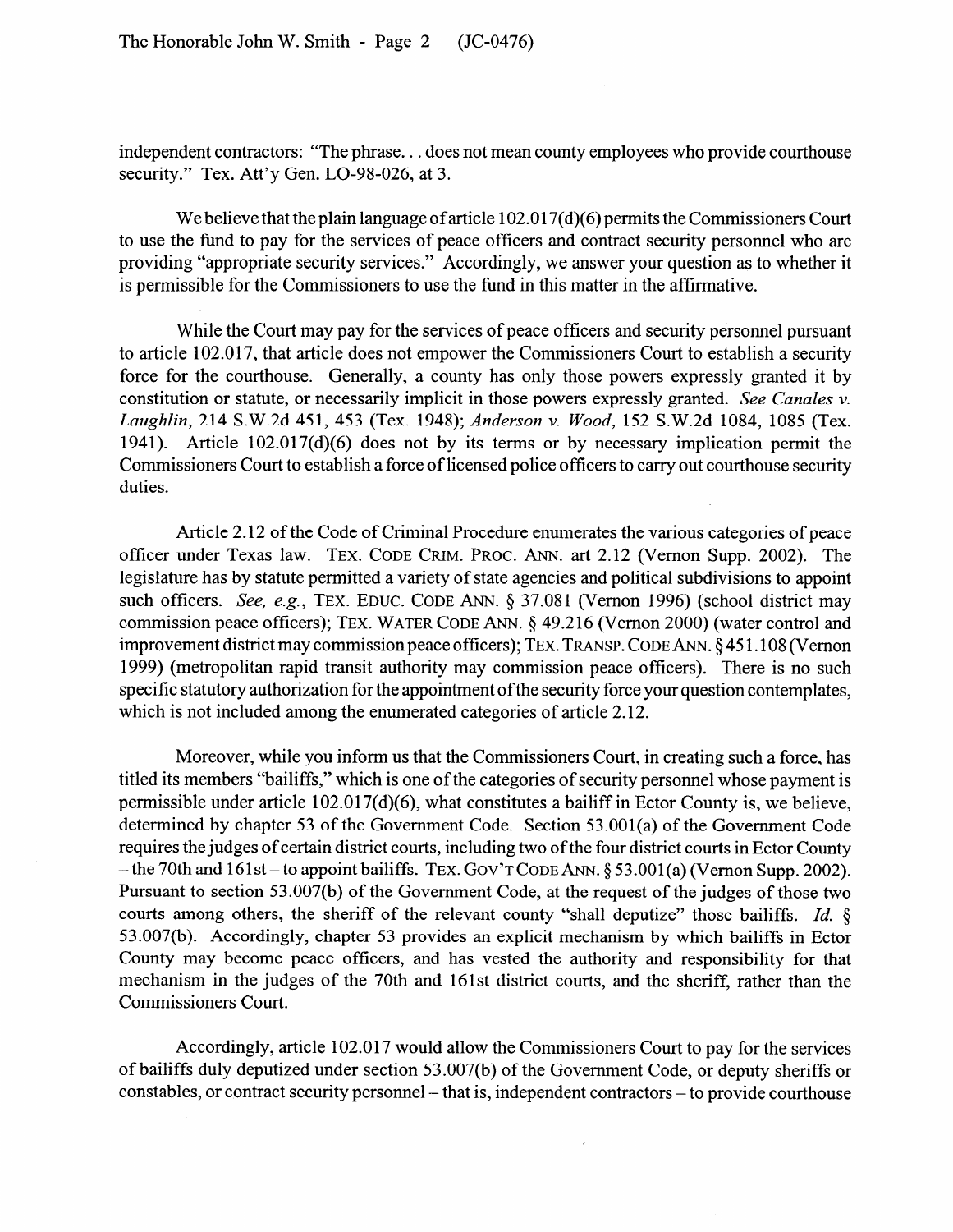independent contractors: "The phrase. . . does not mean county employees who provide courthouse security." Tex. Att'y Gen. LO-98-026, at 3.

We believe that the plain language of article 102.017(d)(6) permits the Commissioners Court to use the fund to pay for the services of peace officers and contract security personnel who are providing "appropriate security services." Accordingly, we answer your question as to whether it is permissible for the Commissioners to use the fund in this matter in the affirmative.

While the Court may pay for the services of peace officers and security personnel pursuant to article 102.017, that article does not empower the Commissioners Court to establish a security force for the courthouse. Generally, a county has only those powers expressly granted it by constitution or statute, or necessarily implicit in those powers expressly granted. *See Canales v. Laughlin*, 214 S.W.2d 451, 453 (Tex. 1948); *Anderson v. Wood*, 152 S.W.2d 1084, 1085 (Tex. 1941). Article 102.017(d)(6) does not by its terms or by necessary implication permit the Commissioners Court to establish a force of licensed police officers to carry out courthouse security duties.

Article 2.12 of the Code of Criminal Procedure enumerates the various categories of peace officer under Texas law. TEX. CODE CRIM. PROC. ANN. art 2.12 (Vernon Supp. 2002). The legislature has by statute permitted a variety of state agencies and political subdivisions to appoint such officers. *See, e.g.*, TEX. EDUC. CODE ANN. § 37.081 (Vernon 1996) (school district may commission peace officers); TEX. WATER CODE ANN. § 49.216 (Vernon 2000) (water control and improvement district may commission peace officers); TEX. TRANSP. CODE ANN. § 451.108 (Vernon 1999) (metropolitan rapid transit authority may commission peace officers). There is no such specific statutory authorization for the appointment of the security force your question contemplates, which is not included among the enumerated categories of article 2.12.

Moreover, while you inform us that the Commissioners Court, in creating such a force, has titled its members "bailiffs," which is one of the categories of security personnel whose payment is permissible under article 102.017(d)(6), what constitutes a bailiff in Ector County is, we believe, determined by chapter 53 of the Government Code. Section 53.001(a) of the Government Code requires the judges of certain district courts, including two of the four district courts in Ector County – the 70th and 161st – to appoint bailiffs. TEX. GOV'T CODE ANN. § 53.001(a) (Vernon Supp. 2002). Pursuant to section 53.007(b) of the Government Code, at the request of the judges of those two courts among others, the sheriff of the relevant county "shall deputize" those bailiffs. *Id.* § 53.007(b). Accordingly, chapter 53 provides an explicit mechanism by which bailiffs in Ector County may become peace officers, and has vested the authority and responsibility for that mechanism in the judges of the 70th and 161st district courts, and the sheriff, rather than the Commissioners Court.

Accordingly, article 102.017 would allow the Commissioners Court to pay for the services of bailiffs duly deputized under section 53.007(b) of the Government Code, or deputy sheriffs or constables, or contract security personnel – that is, independent contractors – to provide courthouse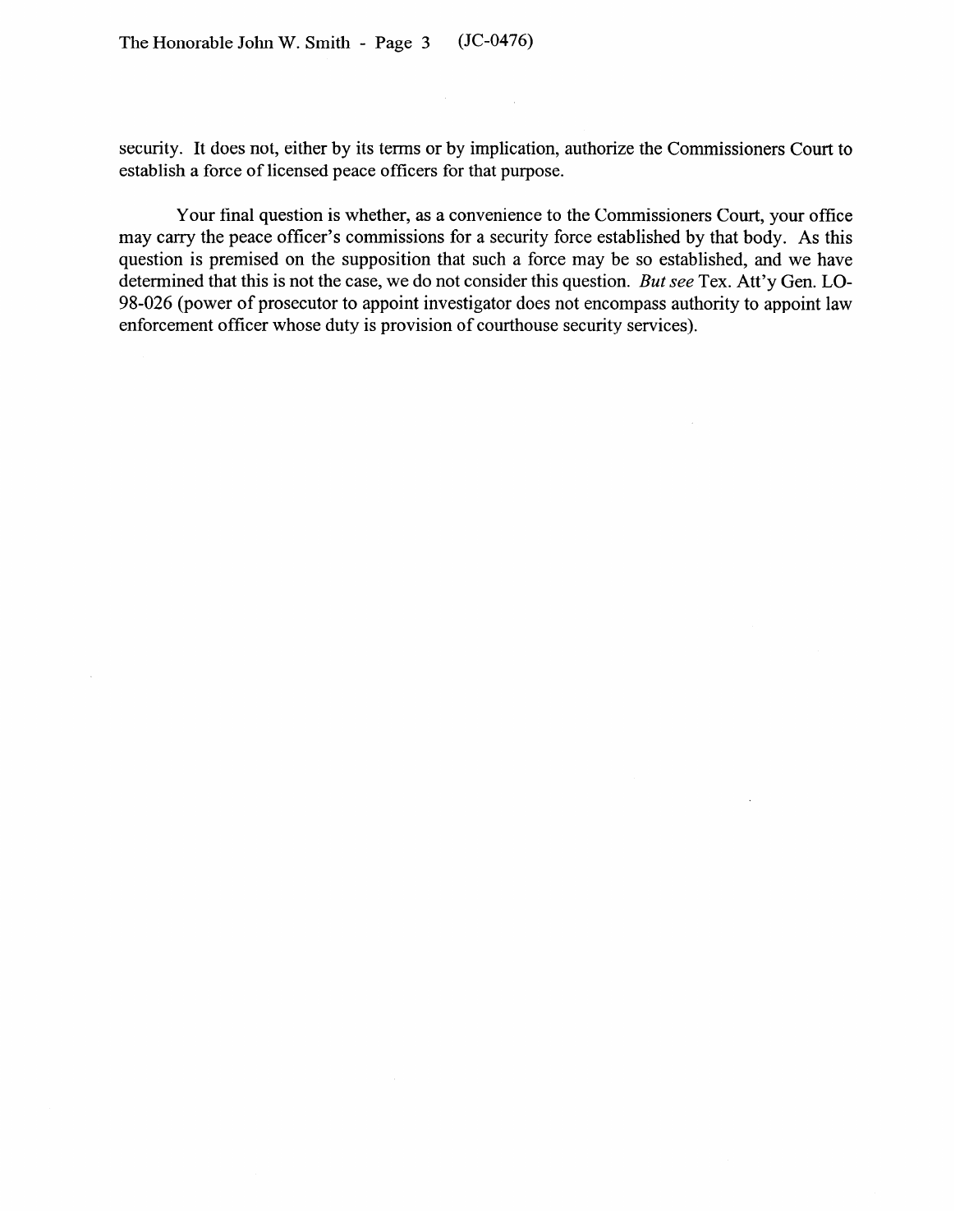security. It does not, either by its terms or by implication, authorize the Commissioners Court to establish a force of licensed peace officers for that purpose.

Your final question is whether, as a convenience to the Commissioners Court, your office may carry the peace officer's commissions for a security force established by that body. As this question is premised on the supposition that such a force may be so established, and we have determined that this is not the case, we do not consider this question. *But see* Tex. Att'y Gen. LO-98-026 (power of prosecutor to appoint investigator does not encompass authority to appoint law enforcement officer whose duty is provision of courthouse security services).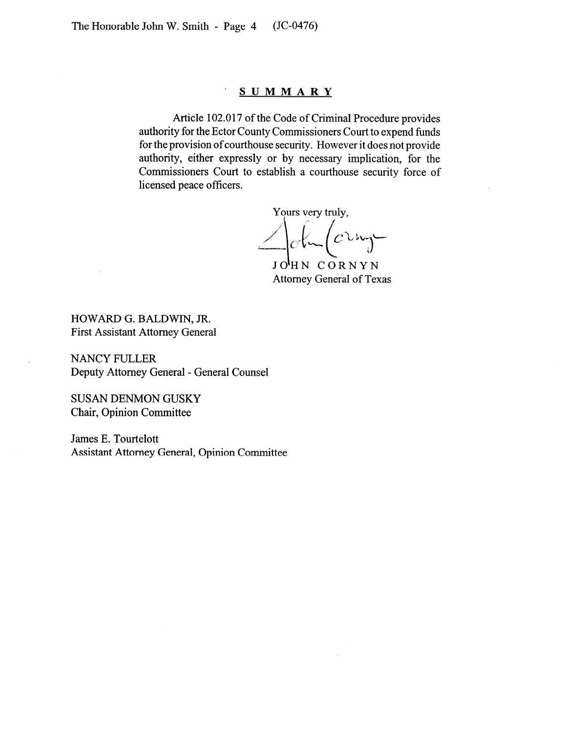## SUMMARY

Article 102.017 of the Code of Criminal Procedure provides authority for the Ector County Commissioners Court to expend funds for the provision of courthouse security. However it does not provide authority, either expressly or by necessary implication, for the Commissioners Court to establish a courthouse security force of licensed peace officers.

Yours very truly,

JOHN CORNYN
Attorney General of Texas

HOWARD G. BALDWIN, JR.
First Assistant Attorney General

NANCY FULLER
Deputy Attorney General - General Counsel

SUSAN DENMON GUSKY
Chair, Opinion Committee

James E. Tourtelott
Assistant Attorney General, Opinion Committee